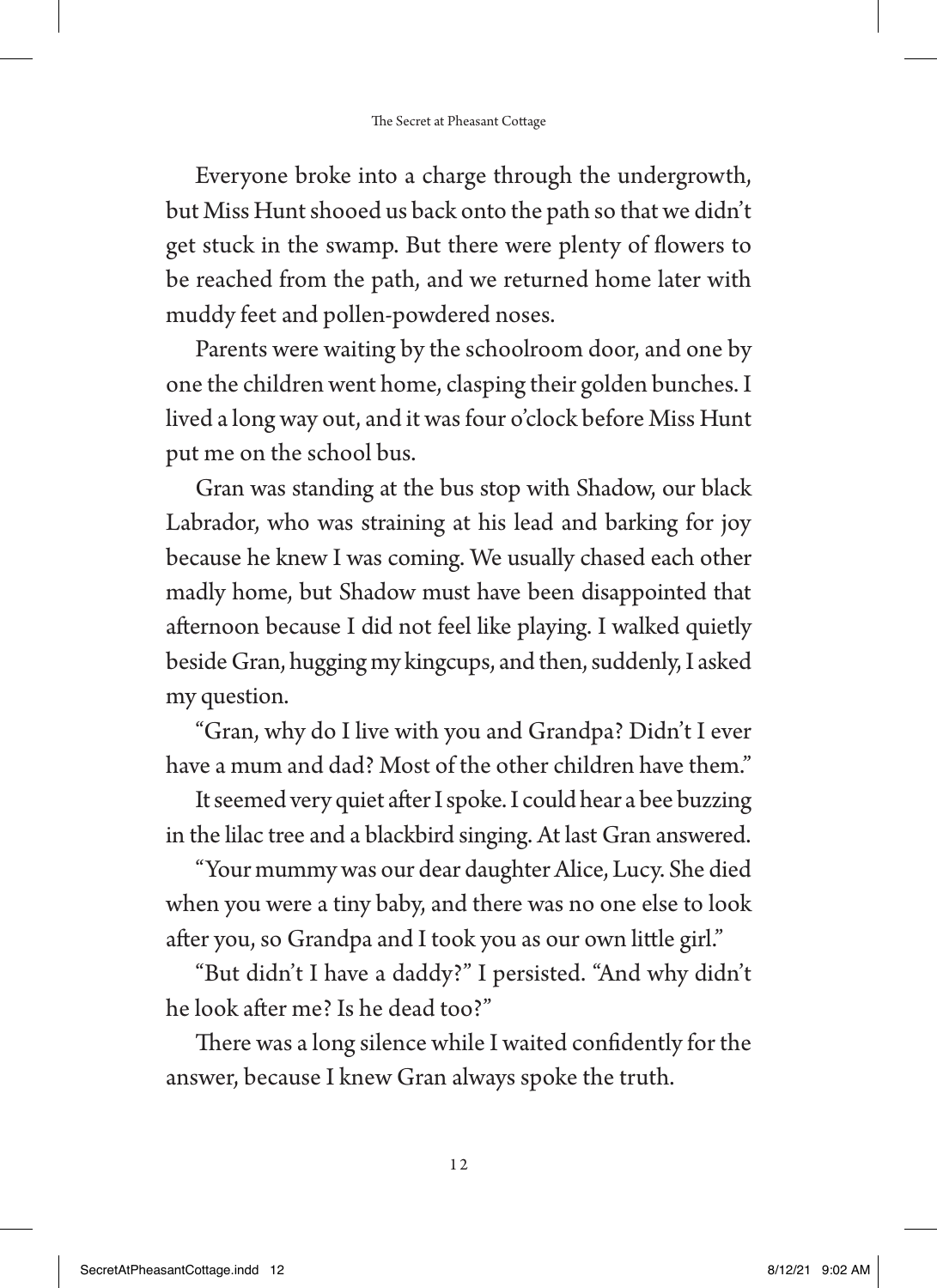Everyone broke into a charge through the undergrowth, but Miss Hunt shooed us back onto the path so that we didn't get stuck in the swamp. But there were plenty of flowers to be reached from the path, and we returned home later with muddy feet and pollen-powdered noses.

Parents were waiting by the schoolroom door, and one by one the children went home, clasping their golden bunches. I lived a long way out, and it was four o'clock before Miss Hunt put me on the school bus.

Gran was standing at the bus stop with Shadow, our black Labrador, who was straining at his lead and barking for joy because he knew I was coming. We usually chased each other madly home, but Shadow must have been disappointed that afternoon because I did not feel like playing. I walked quietly beside Gran, hugging my kingcups, and then, suddenly, I asked my question.

"Gran, why do I live with you and Grandpa? Didn't I ever have a mum and dad? Most of the other children have them."

It seemed very quiet after I spoke. I could hear a bee buzzing in the lilac tree and a blackbird singing. At last Gran answered.

"Your mummy was our dear daughter Alice, Lucy. She died when you were a tiny baby, and there was no one else to look after you, so Grandpa and I took you as our own little girl."

"But didn't I have a daddy?" I persisted. "And why didn't he look after me? Is he dead too?"

There was a long silence while I waited confidently for the answer, because I knew Gran always spoke the truth.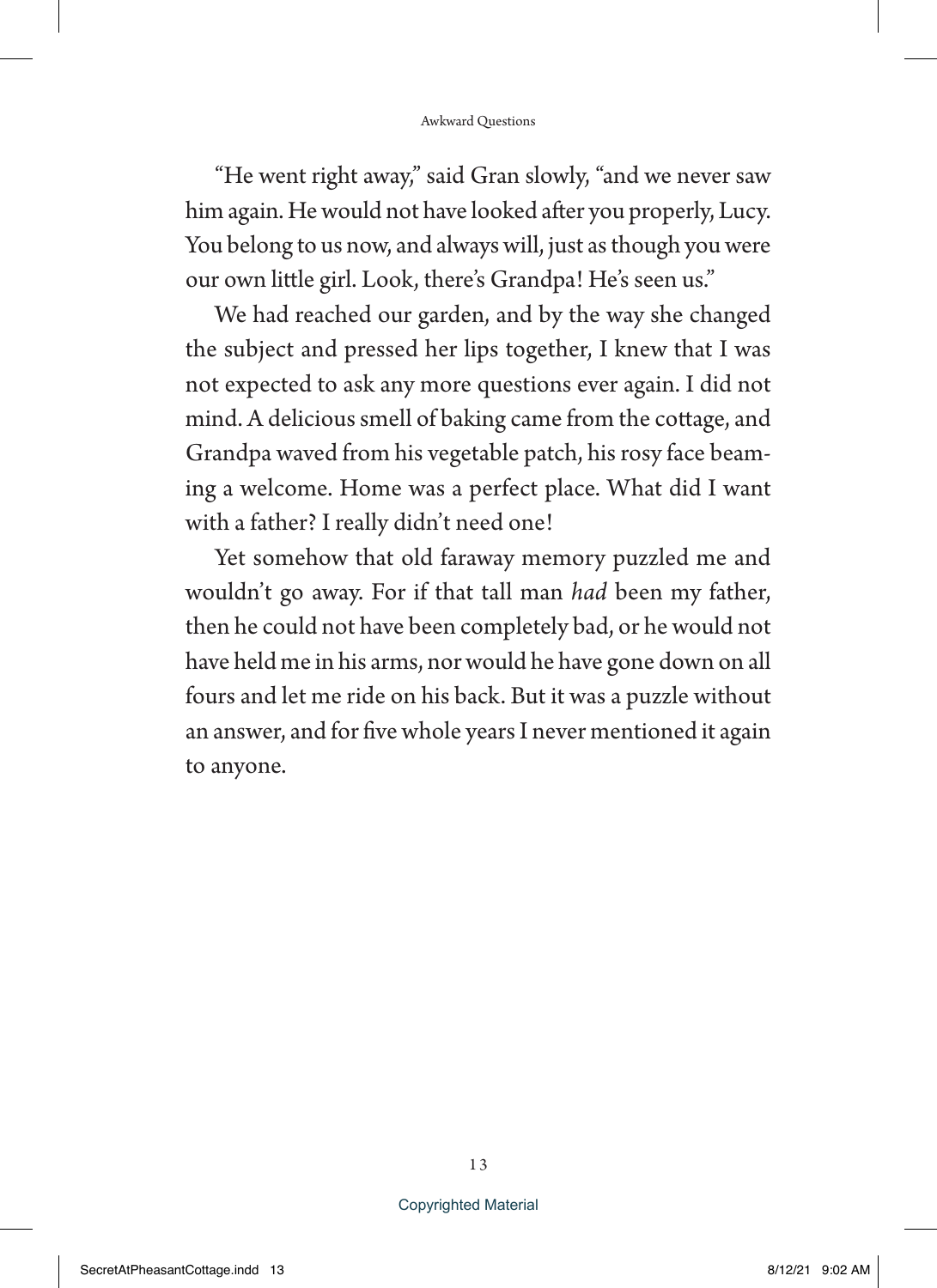"He went right away," said Gran slowly, "and we never saw him again. He would not have looked after you properly, Lucy. You belong to us now, and always will, just as though you were our own little girl. Look, there's Grandpa! He's seen us."

We had reached our garden, and by the way she changed the subject and pressed her lips together, I knew that I was not expected to ask any more questions ever again. I did not mind. A delicious smell of baking came from the cottage, and Grandpa waved from his vegetable patch, his rosy face beaming a welcome. Home was a perfect place. What did I want with a father? I really didn't need one!

Yet somehow that old faraway memory puzzled me and wouldn't go away. For if that tall man *had* been my father, then he could not have been completely bad, or he would not have held me in his arms, nor would he have gone down on all fours and let me ride on his back. But it was a puzzle without an answer, and for five whole years I never mentioned it again to anyone.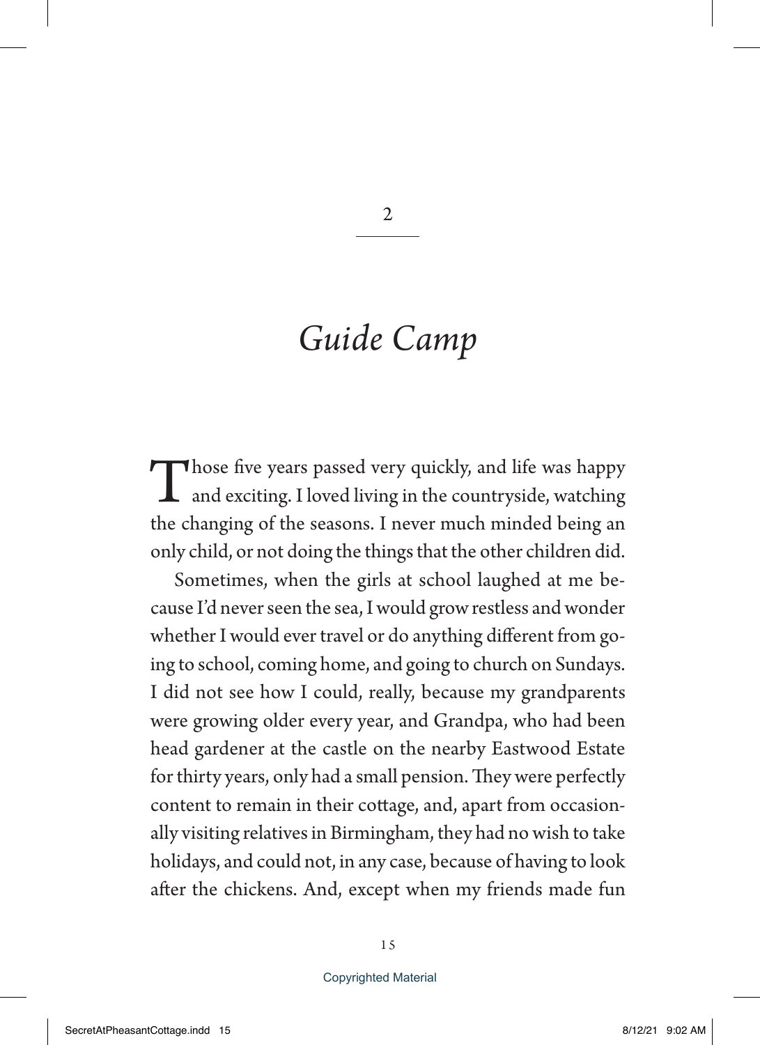# 2

## *Guide Camp*

Those five years passed very quickly, and life was happy and exciting. I loved living in the countryside, watching the changing of the seasons. I never much minded being an only child, or not doing the things that the other children did.

Sometimes, when the girls at school laughed at me because I'd never seen the sea, I would grow restless and wonder whether I would ever travel or do anything different from going to school, coming home, and going to church on Sundays. I did not see how I could, really, because my grandparents were growing older every year, and Grandpa, who had been head gardener at the castle on the nearby Eastwood Estate for thirty years, only had a small pension. They were perfectly content to remain in their cottage, and, apart from occasionally visiting relatives in Birmingham, they had no wish to take holidays, and could not, in any case, because of having to look after the chickens. And, except when my friends made fun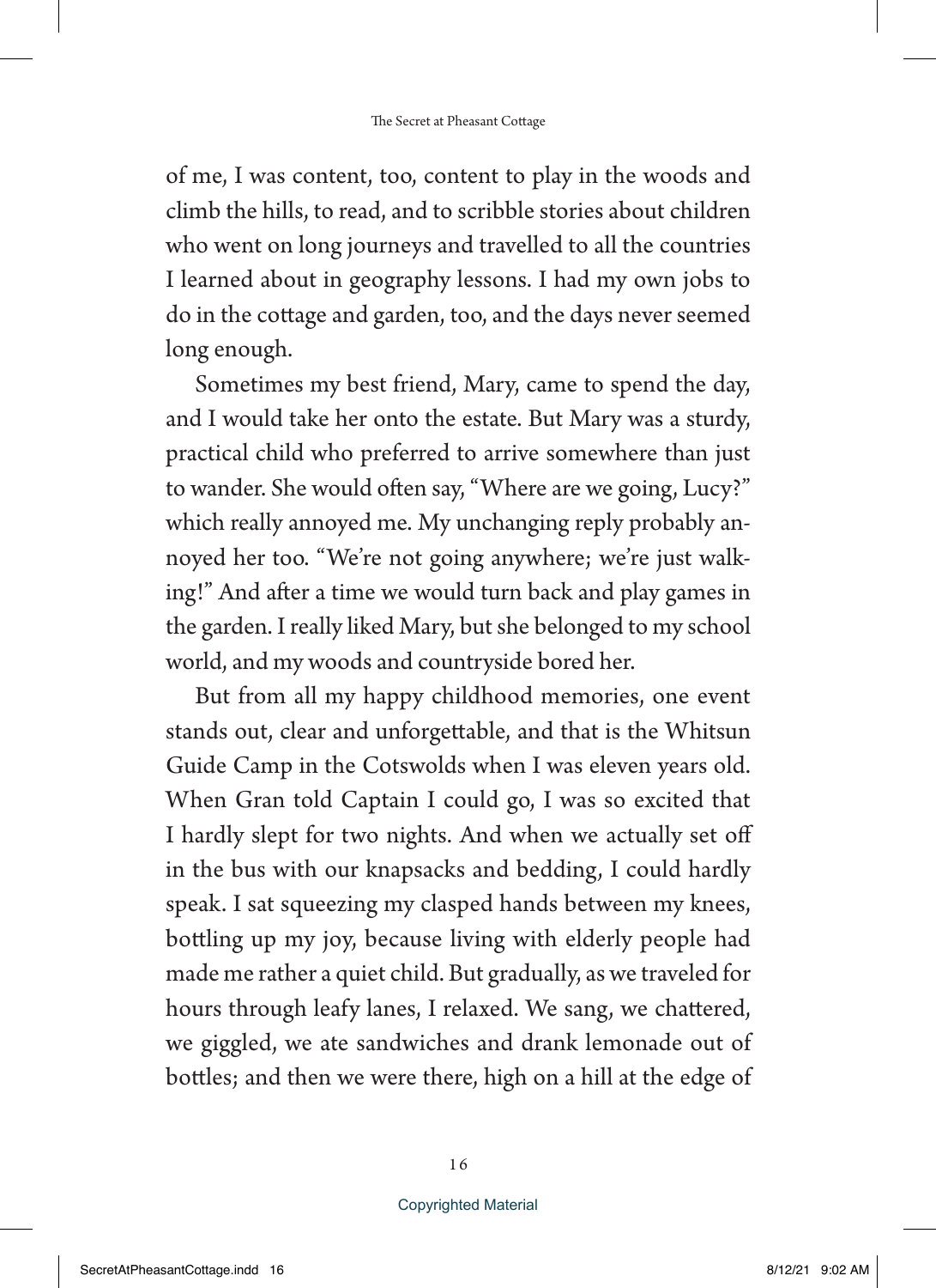of me, I was content, too, content to play in the woods and climb the hills, to read, and to scribble stories about children who went on long journeys and travelled to all the countries I learned about in geography lessons. I had my own jobs to do in the cottage and garden, too, and the days never seemed long enough.

Sometimes my best friend, Mary, came to spend the day, and I would take her onto the estate. But Mary was a sturdy, practical child who preferred to arrive somewhere than just to wander. She would often say, "Where are we going, Lucy?" which really annoyed me. My unchanging reply probably annoyed her too. "We're not going anywhere; we're just walking!" And after a time we would turn back and play games in the garden. I really liked Mary, but she belonged to my school world, and my woods and countryside bored her.

But from all my happy childhood memories, one event stands out, clear and unforgettable, and that is the Whitsun Guide Camp in the Cotswolds when I was eleven years old. When Gran told Captain I could go, I was so excited that I hardly slept for two nights. And when we actually set off in the bus with our knapsacks and bedding, I could hardly speak. I sat squeezing my clasped hands between my knees, bottling up my joy, because living with elderly people had made me rather a quiet child. But gradually, as we traveled for hours through leafy lanes, I relaxed. We sang, we chattered, we giggled, we ate sandwiches and drank lemonade out of bottles; and then we were there, high on a hill at the edge of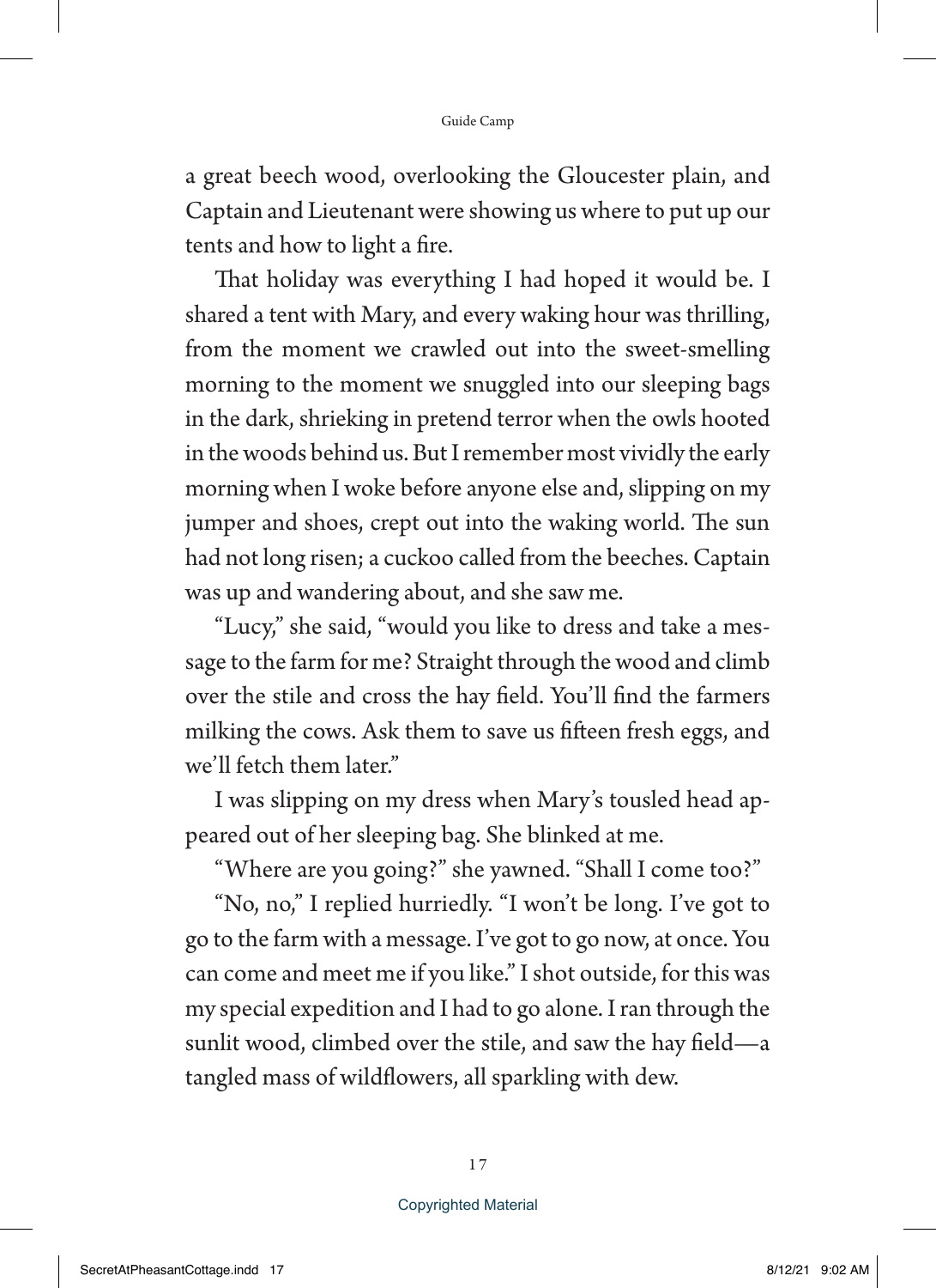a great beech wood, overlooking the Gloucester plain, and Captain and Lieutenant were showing us where to put up our tents and how to light a fire.

That holiday was everything I had hoped it would be. I shared a tent with Mary, and every waking hour was thrilling, from the moment we crawled out into the sweet-smelling morning to the moment we snuggled into our sleeping bags in the dark, shrieking in pretend terror when the owls hooted in the woods behind us. But I remember most vividly the early morning when I woke before anyone else and, slipping on my jumper and shoes, crept out into the waking world. The sun had not long risen; a cuckoo called from the beeches. Captain was up and wandering about, and she saw me.

"Lucy," she said, "would you like to dress and take a message to the farm for me? Straight through the wood and climb over the stile and cross the hay field. You'll find the farmers milking the cows. Ask them to save us fifteen fresh eggs, and we'll fetch them later."

I was slipping on my dress when Mary's tousled head appeared out of her sleeping bag. She blinked at me.

"Where are you going?" she yawned. "Shall I come too?"

"No, no," I replied hurriedly. "I won't be long. I've got to go to the farm with a message. I've got to go now, at once. You can come and meet me if you like." I shot outside, for this was my special expedition and I had to go alone. I ran through the sunlit wood, climbed over the stile, and saw the hay field—a tangled mass of wildflowers, all sparkling with dew.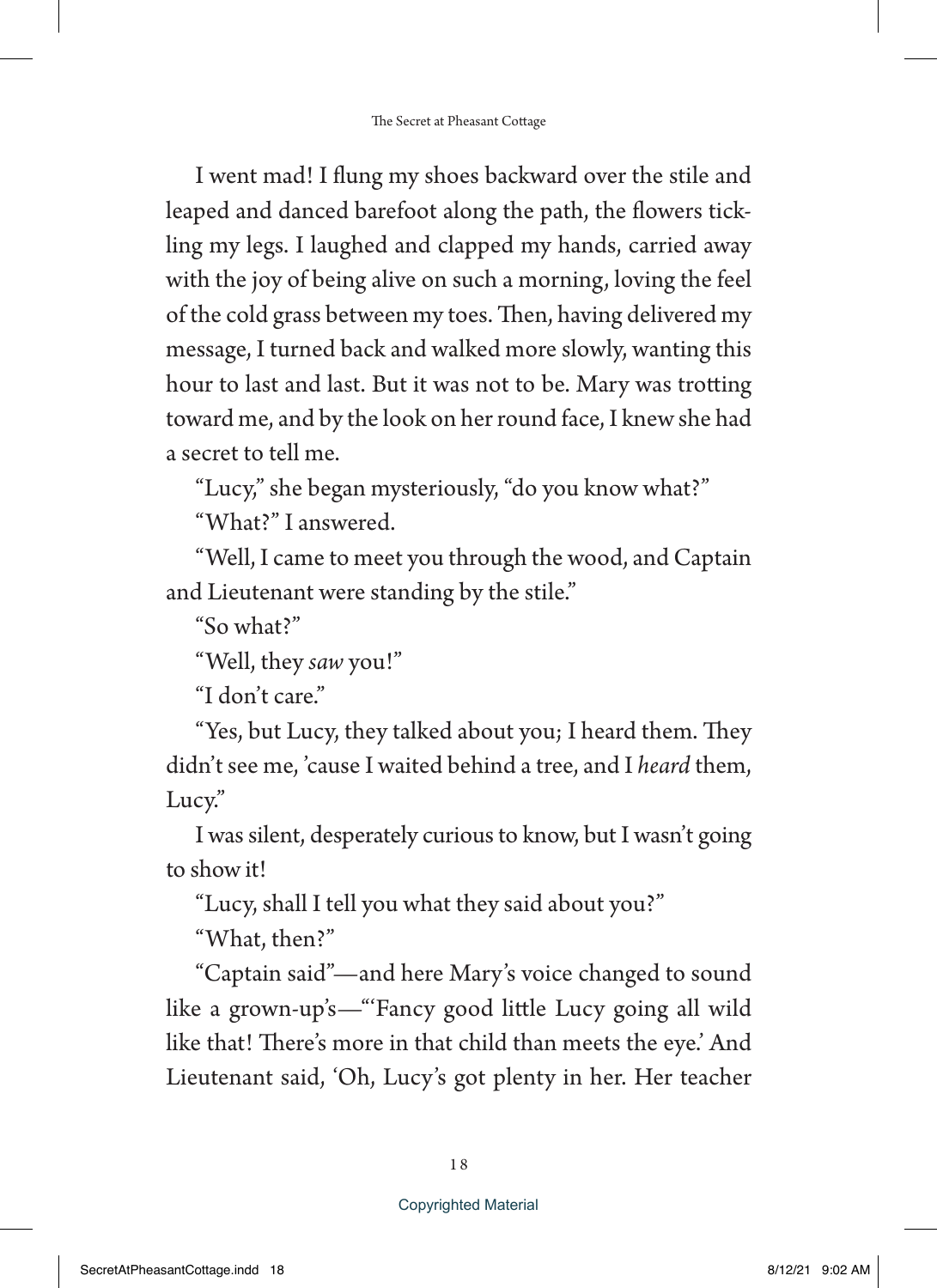I went mad! I flung my shoes backward over the stile and leaped and danced barefoot along the path, the flowers tickling my legs. I laughed and clapped my hands, carried away with the joy of being alive on such a morning, loving the feel of the cold grass between my toes. Then, having delivered my message, I turned back and walked more slowly, wanting this hour to last and last. But it was not to be. Mary was trotting toward me, and by the look on her round face, I knew she had a secret to tell me.

"Lucy," she began mysteriously, "do you know what?"

"What?" I answered.

"Well, I came to meet you through the wood, and Captain and Lieutenant were standing by the stile."

"So what?"

"Well, they *saw* you!"

"I don't care."

"Yes, but Lucy, they talked about you; I heard them. They didn't see me, 'cause I waited behind a tree, and I *heard* them, Lucy."

I was silent, desperately curious to know, but I wasn't going to show it!

"Lucy, shall I tell you what they said about you?"

"What, then?"

"Captain said"—and here Mary's voice changed to sound like a grown-up's—"'Fancy good little Lucy going all wild like that! There's more in that child than meets the eye.' And Lieutenant said, 'Oh, Lucy's got plenty in her. Her teacher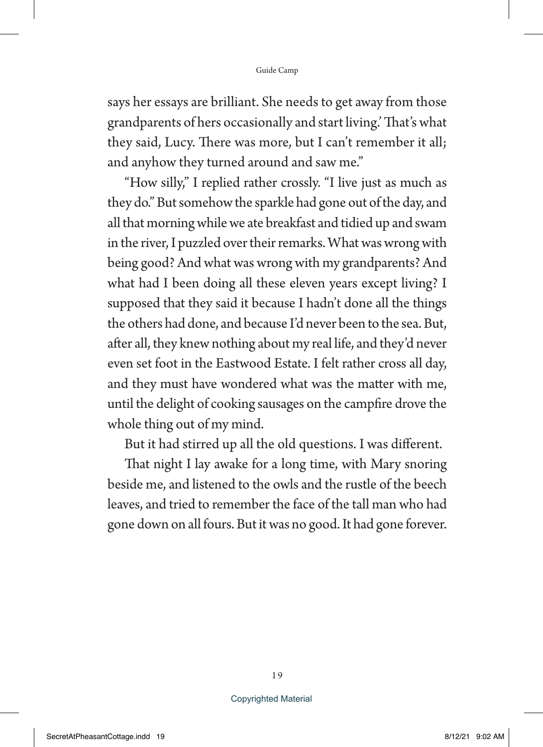says her essays are brilliant. She needs to get away from those grandparents of hers occasionally and start living.' That's what they said, Lucy. There was more, but I can't remember it all; and anyhow they turned around and saw me."

"How silly," I replied rather crossly. "I live just as much as they do." But somehow the sparkle had gone out of the day, and all that morning while we ate breakfast and tidied up and swam in the river, I puzzled over their remarks. What was wrong with being good? And what was wrong with my grandparents? And what had I been doing all these eleven years except living? I supposed that they said it because I hadn't done all the things the others had done, and because I'd never been to the sea. But, after all, they knew nothing about my real life, and they'd never even set foot in the Eastwood Estate. I felt rather cross all day, and they must have wondered what was the matter with me, until the delight of cooking sausages on the campfire drove the whole thing out of my mind.

But it had stirred up all the old questions. I was different.

That night I lay awake for a long time, with Mary snoring beside me, and listened to the owls and the rustle of the beech leaves, and tried to remember the face of the tall man who had gone down on all fours. But it was no good. It had gone forever.